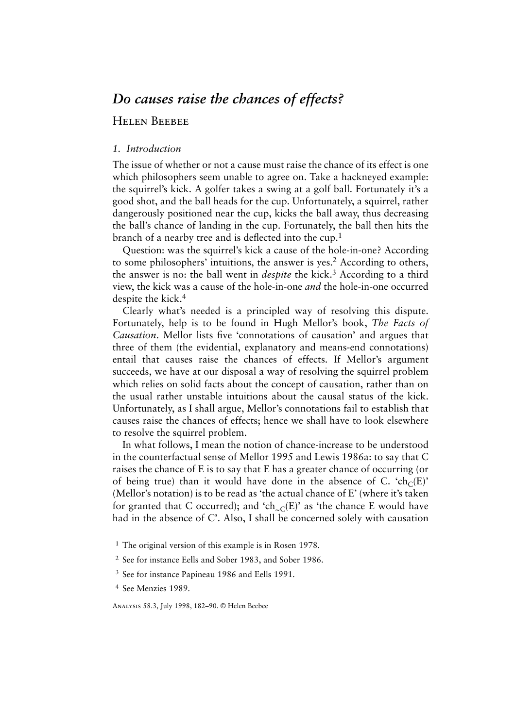# *Do causes raise the chances of effects?*

Helen Beebee

## *1. Introduction*

The issue of whether or not a cause must raise the chance of its effect is one which philosophers seem unable to agree on. Take a hackneyed example: the squirrel's kick. A golfer takes a swing at a golf ball. Fortunately it's a good shot, and the ball heads for the cup. Unfortunately, a squirrel, rather dangerously positioned near the cup, kicks the ball away, thus decreasing the ball's chance of landing in the cup. Fortunately, the ball then hits the branch of a nearby tree and is deflected into the cup.[1]

Question: was the squirrel's kick a cause of the hole-in-one? According to some philosophers' intuitions, the answer is yes.[2] According to others, the answer is no: the ball went in *despite* the kick.[3] According to a third view, the kick was a cause of the hole-in-one *and* the hole-in-one occurred despite the kick.[4]

Clearly what's needed is a principled way of resolving this dispute. Fortunately, help is to be found in Hugh Mellor's book, *The Facts of Causation*. Mellor lists five 'connotations of causation' and argues that three of them (the evidential, explanatory and means-end connotations) entail that causes raise the chances of effects. If Mellor's argument succeeds, we have at our disposal a way of resolving the squirrel problem which relies on solid facts about the concept of causation, rather than on the usual rather unstable intuitions about the causal status of the kick. Unfortunately, as I shall argue, Mellor's connotations fail to establish that causes raise the chances of effects; hence we shall have to look elsewhere to resolve the squirrel problem.

In what follows, I mean the notion of chance-increase to be understood in the counterfactual sense of Mellor 1995 and Lewis 1986a: to say that C raises the chance of E is to say that E has a greater chance of occurring (or of being true) than it would have done in the absence of C. '$ch_C(E)$' (Mellor's notation) is to be read as 'the actual chance of E' (where it's taken for granted that C occurred); and '$ch_{\sim C}(E)$' as 'the chance E would have had in the absence of C'. Also, I shall be concerned solely with causation

[1] The original version of this example is in Rosen 1978.

[2] See for instance Eells and Sober 1983, and Sober 1986.

[3] See for instance Papineau 1986 and Eells 1991.

[4] See Menzies 1989.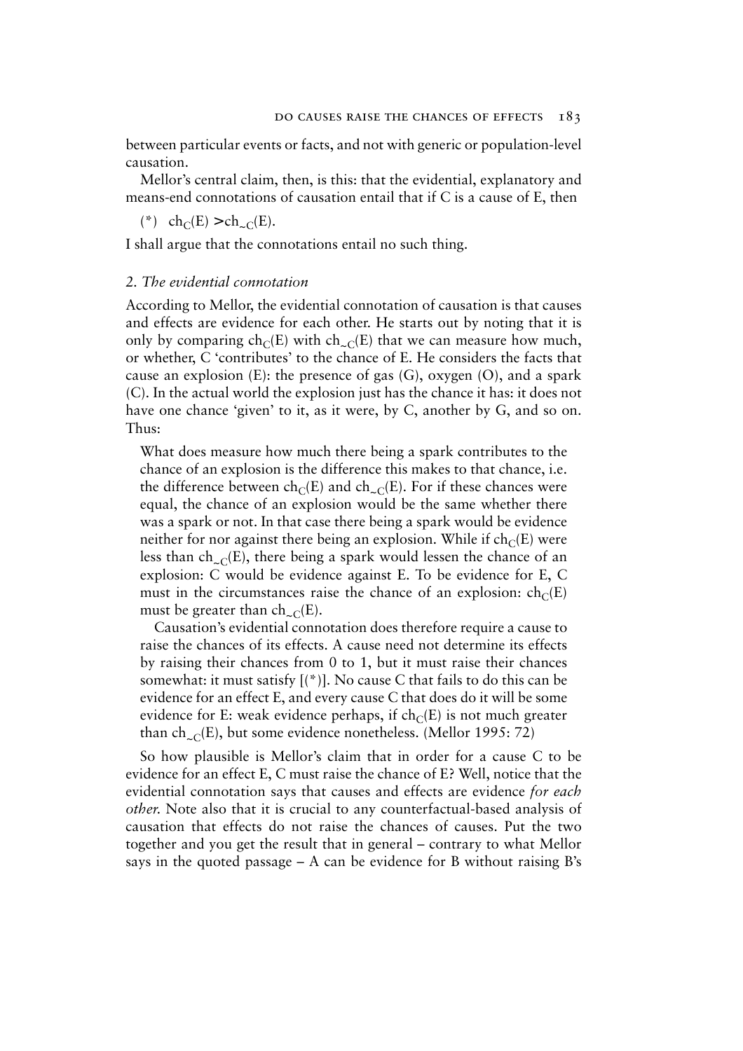between particular events or facts, and not with generic or population-level causation.

Mellor's central claim, then, is this: that the evidential, explanatory and means-end connotations of causation entail that if C is a cause of E, then

(*) $ch_C(E) > ch_{\sim C}(E)$.

I shall argue that the connotations entail no such thing.

### *2. The evidential connotation*

According to Mellor, the evidential connotation of causation is that causes and effects are evidence for each other. He starts out by noting that it is only by comparing $ch_C(E)$ with $ch_{\sim C}(E)$ that we can measure how much, or whether, C 'contributes' to the chance of E. He considers the facts that cause an explosion (E): the presence of gas (G), oxygen (O), and a spark (C). In the actual world the explosion just has the chance it has: it does not have one chance 'given' to it, as it were, by C, another by G, and so on. Thus:

> What does measure how much there being a spark contributes to the chance of an explosion is the difference this makes to that chance, i.e. the difference between $ch_C(E)$ and $ch_{\sim C}(E)$. For if these chances were equal, the chance of an explosion would be the same whether there was a spark or not. In that case there being a spark would be evidence neither for nor against there being an explosion. While if $ch_C(E)$ were less than $ch_{\sim C}(E)$, there being a spark would lessen the chance of an explosion: C would be evidence against E. To be evidence for E, C must in the circumstances raise the chance of an explosion: $ch_C(E)$ must be greater than $ch_{\sim C}(E)$.
>
> Causation's evidential connotation does therefore require a cause to raise the chances of its effects. A cause need not determine its effects by raising their chances from 0 to 1, but it must raise their chances somewhat: it must satisfy [(*)]. No cause C that fails to do this can be evidence for an effect E, and every cause C that does do it will be some evidence for E: weak evidence perhaps, if $ch_C(E)$ is not much greater than $ch_{\sim C}(E)$, but some evidence nonetheless. (Mellor 1995: 72)

So how plausible is Mellor's claim that in order for a cause C to be evidence for an effect E, C must raise the chance of E? Well, notice that the evidential connotation says that causes and effects are evidence *for each other*. Note also that it is crucial to any counterfactual-based analysis of causation that effects do not raise the chances of causes. Put the two together and you get the result that in general – contrary to what Mellor says in the quoted passage – A can be evidence for B without raising B's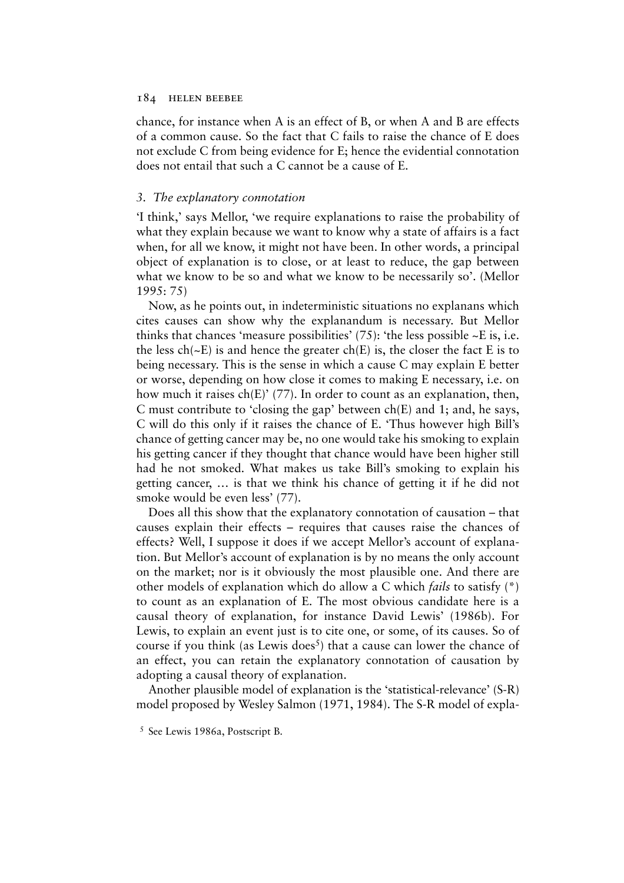chance, for instance when A is an effect of B, or when A and B are effects of a common cause. So the fact that C fails to raise the chance of E does not exclude C from being evidence for E; hence the evidential connotation does not entail that such a C cannot be a cause of E.

### *3. The explanatory connotation*

'I think,' says Mellor, 'we require explanations to raise the probability of what they explain because we want to know why a state of affairs is a fact when, for all we know, it might not have been. In other words, a principal object of explanation is to close, or at least to reduce, the gap between what we know to be so and what we know to be necessarily so'. (Mellor 1995: 75)

Now, as he points out, in indeterministic situations no explanans which cites causes can show why the explanandum is necessary. But Mellor thinks that chances 'measure possibilities' (75): 'the less possible ~E is, i.e. the less ch(~E) is and hence the greater ch(E) is, the closer the fact E is to being necessary. This is the sense in which a cause C may explain E better or worse, depending on how close it comes to making E necessary, i.e. on how much it raises ch(E)' (77). In order to count as an explanation, then, C must contribute to 'closing the gap' between ch(E) and 1; and, he says, C will do this only if it raises the chance of E. 'Thus however high Bill's chance of getting cancer may be, no one would take his smoking to explain his getting cancer if they thought that chance would have been higher still had he not smoked. What makes us take Bill's smoking to explain his getting cancer, … is that we think his chance of getting it if he did not smoke would be even less' (77).

Does all this show that the explanatory connotation of causation – that causes explain their effects – requires that causes raise the chances of effects? Well, I suppose it does if we accept Mellor's account of explanation. But Mellor's account of explanation is by no means the only account on the market; nor is it obviously the most plausible one. And there are other models of explanation which do allow a C which *fails* to satisfy (*) to count as an explanation of E. The most obvious candidate here is a causal theory of explanation, for instance David Lewis' (1986b). For Lewis, to explain an event just is to cite one, or some, of its causes. So of course if you think (as Lewis does[5]) that a cause can lower the chance of an effect, you can retain the explanatory connotation of causation by adopting a causal theory of explanation.

Another plausible model of explanation is the 'statistical-relevance' (S-R) model proposed by Wesley Salmon (1971, 1984). The S-R model of expla-

[5] See Lewis 1986a, Postscript B.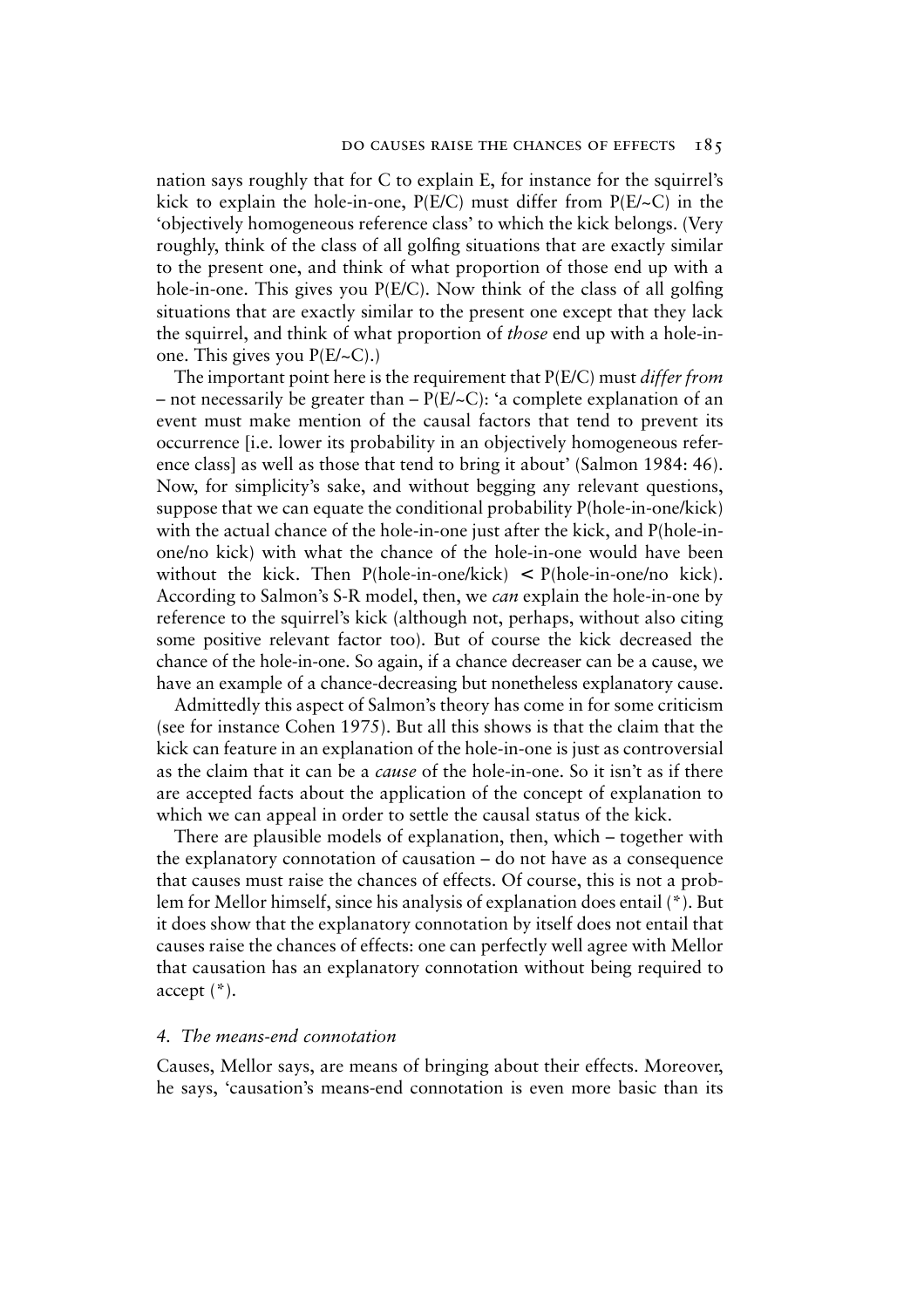nation says roughly that for C to explain E, for instance for the squirrel's kick to explain the hole-in-one, $P(E/C)$ must differ from $P(E/{\sim}C)$ in the 'objectively homogeneous reference class' to which the kick belongs. (Very roughly, think of the class of all golfing situations that are exactly similar to the present one, and think of what proportion of those end up with a hole-in-one. This gives you $P(E/C)$. Now think of the class of all golfing situations that are exactly similar to the present one except that they lack the squirrel, and think of what proportion of *those* end up with a hole-in-one. This gives you $P(E/{\sim}C)$.)

The important point here is the requirement that $P(E/C)$ must *differ from* – not necessarily be greater than – $P(E/{\sim}C)$: 'a complete explanation of an event must make mention of the causal factors that tend to prevent its occurrence [i.e. lower its probability in an objectively homogeneous reference class] as well as those that tend to bring it about' (Salmon 1984: 46). Now, for simplicity's sake, and without begging any relevant questions, suppose that we can equate the conditional probability P(hole-in-one/kick) with the actual chance of the hole-in-one just after the kick, and P(hole-in-one/no kick) with what the chance of the hole-in-one would have been without the kick. Then P(hole-in-one/kick) $<$ P(hole-in-one/no kick). According to Salmon's S-R model, then, we *can* explain the hole-in-one by reference to the squirrel's kick (although not, perhaps, without also citing some positive relevant factor too). But of course the kick decreased the chance of the hole-in-one. So again, if a chance decreaser can be a cause, we have an example of a chance-decreasing but nonetheless explanatory cause.

Admittedly this aspect of Salmon's theory has come in for some criticism (see for instance Cohen 1975). But all this shows is that the claim that the kick can feature in an explanation of the hole-in-one is just as controversial as the claim that it can be a *cause* of the hole-in-one. So it isn't as if there are accepted facts about the application of the concept of explanation to which we can appeal in order to settle the causal status of the kick.

There are plausible models of explanation, then, which – together with the explanatory connotation of causation – do not have as a consequence that causes must raise the chances of effects. Of course, this is not a problem for Mellor himself, since his analysis of explanation does entail (*). But it does show that the explanatory connotation by itself does not entail that causes raise the chances of effects: one can perfectly well agree with Mellor that causation has an explanatory connotation without being required to accept (*).

### *4. The means-end connotation*

Causes, Mellor says, are means of bringing about their effects. Moreover, he says, 'causation's means-end connotation is even more basic than its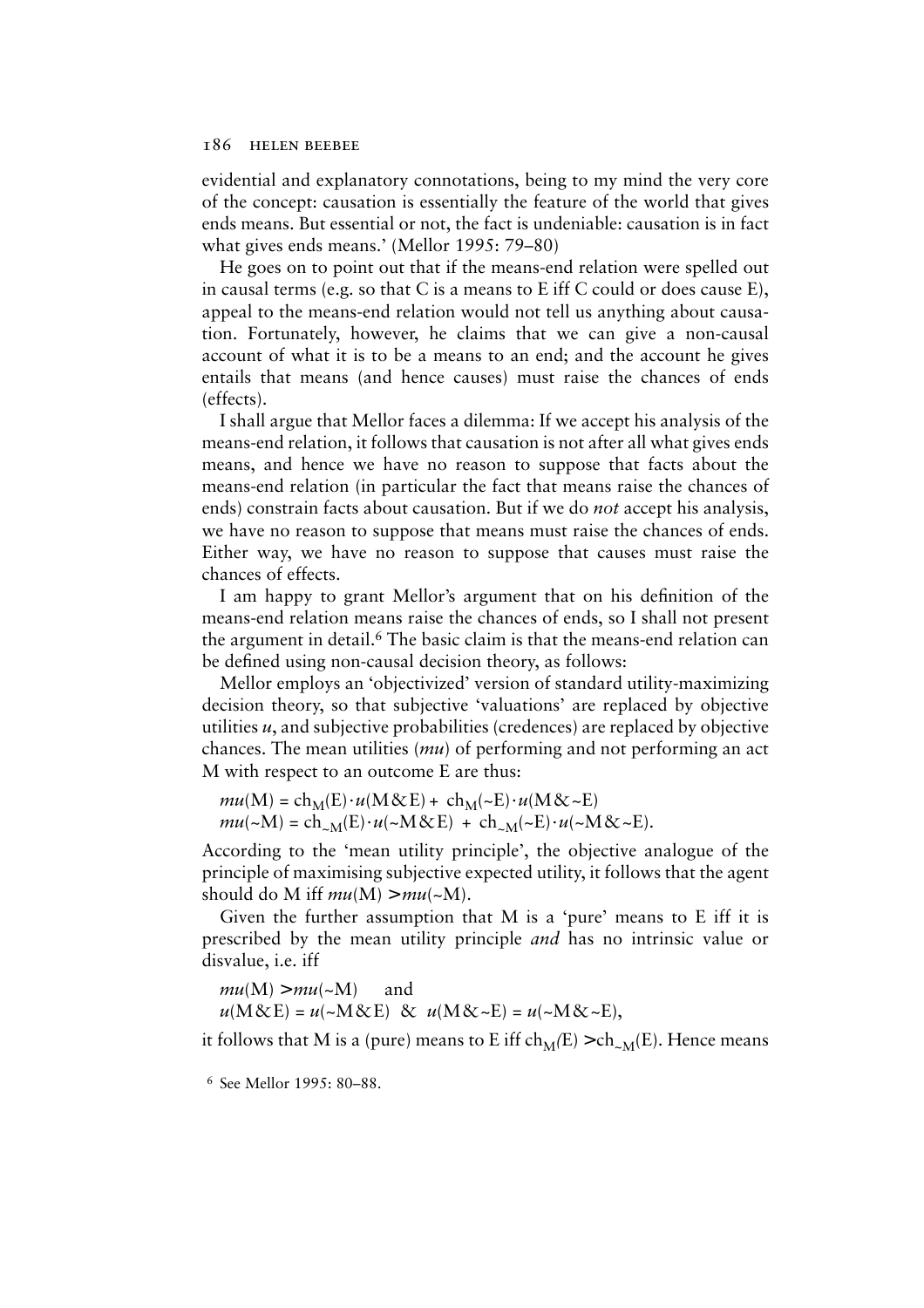evidential and explanatory connotations, being to my mind the very core of the concept: causation is essentially the feature of the world that gives ends means. But essential or not, the fact is undeniable: causation is in fact what gives ends means.' (Mellor 1995: 79–80)

He goes on to point out that if the means-end relation were spelled out in causal terms (e.g. so that C is a means to E iff C could or does cause E), appeal to the means-end relation would not tell us anything about causation. Fortunately, however, he claims that we can give a non-causal account of what it is to be a means to an end; and the account he gives entails that means (and hence causes) must raise the chances of ends (effects).

I shall argue that Mellor faces a dilemma: If we accept his analysis of the means-end relation, it follows that causation is not after all what gives ends means, and hence we have no reason to suppose that facts about the means-end relation (in particular the fact that means raise the chances of ends) constrain facts about causation. But if we do *not* accept his analysis, we have no reason to suppose that means must raise the chances of ends. Either way, we have no reason to suppose that causes must raise the chances of effects.

I am happy to grant Mellor's argument that on his definition of the means-end relation means raise the chances of ends, so I shall not present the argument in detail.[6] The basic claim is that the means-end relation can be defined using non-causal decision theory, as follows:

Mellor employs an 'objectivized' version of standard utility-maximizing decision theory, so that subjective 'valuations' are replaced by objective utilities $u$, and subjective probabilities (credences) are replaced by objective chances. The mean utilities ($mu$) of performing and not performing an act M with respect to an outcome E are thus:

$$mu(\mathrm{M}) = \mathrm{ch}_{\mathrm{M}}(\mathrm{E}) \cdot u(\mathrm{M} \,\&\, \mathrm{E}) + \mathrm{ch}_{\mathrm{M}}({\sim}\mathrm{E}) \cdot u(\mathrm{M} \,\&\, {\sim}\mathrm{E})$$
$$mu({\sim}\mathrm{M}) = \mathrm{ch}_{\sim\mathrm{M}}(\mathrm{E}) \cdot u({\sim}\mathrm{M} \,\&\, \mathrm{E}) + \mathrm{ch}_{\sim\mathrm{M}}({\sim}\mathrm{E}) \cdot u({\sim}\mathrm{M} \,\&\, {\sim}\mathrm{E}).$$

According to the 'mean utility principle', the objective analogue of the principle of maximising subjective expected utility, it follows that the agent should do M iff $mu(\mathrm{M}) > mu({\sim}\mathrm{M})$.

Given the further assumption that M is a 'pure' means to E iff it is prescribed by the mean utility principle *and* has no intrinsic value or disvalue, i.e. iff

$$mu(\mathrm{M}) > mu({\sim}\mathrm{M}) \quad \text{and}$$
$$u(\mathrm{M} \,\&\, \mathrm{E}) = u({\sim}\mathrm{M} \,\&\, \mathrm{E}) \;\;\&\;\; u(\mathrm{M} \,\&\, {\sim}\mathrm{E}) = u({\sim}\mathrm{M} \,\&\, {\sim}\mathrm{E}),$$

it follows that M is a (pure) means to E iff $\mathrm{ch}_{\mathrm{M}}(\mathrm{E}) > \mathrm{ch}_{\sim\mathrm{M}}(\mathrm{E})$. Hence means

[6] See Mellor 1995: 80–88.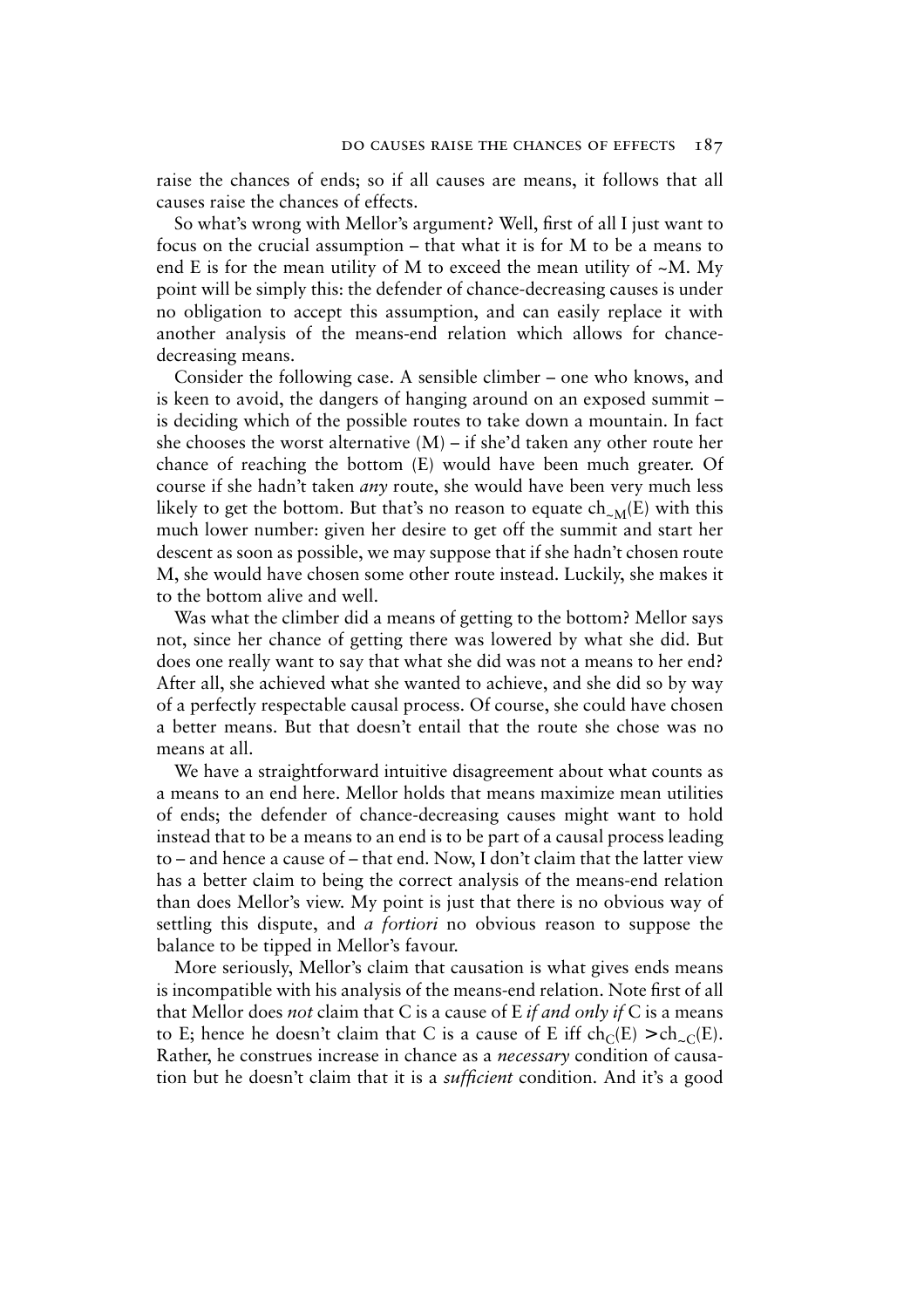raise the chances of ends; so if all causes are means, it follows that all causes raise the chances of effects.

So what's wrong with Mellor's argument? Well, first of all I just want to focus on the crucial assumption – that what it is for M to be a means to end E is for the mean utility of M to exceed the mean utility of ~M. My point will be simply this: the defender of chance-decreasing causes is under no obligation to accept this assumption, and can easily replace it with another analysis of the means-end relation which allows for chance-decreasing means.

Consider the following case. A sensible climber – one who knows, and is keen to avoid, the dangers of hanging around on an exposed summit – is deciding which of the possible routes to take down a mountain. In fact she chooses the worst alternative (M) – if she'd taken any other route her chance of reaching the bottom (E) would have been much greater. Of course if she hadn't taken *any* route, she would have been very much less likely to get the bottom. But that's no reason to equate $ch_{\sim M}(E)$ with this much lower number: given her desire to get off the summit and start her descent as soon as possible, we may suppose that if she hadn't chosen route M, she would have chosen some other route instead. Luckily, she makes it to the bottom alive and well.

Was what the climber did a means of getting to the bottom? Mellor says not, since her chance of getting there was lowered by what she did. But does one really want to say that what she did was not a means to her end? After all, she achieved what she wanted to achieve, and she did so by way of a perfectly respectable causal process. Of course, she could have chosen a better means. But that doesn't entail that the route she chose was no means at all.

We have a straightforward intuitive disagreement about what counts as a means to an end here. Mellor holds that means maximize mean utilities of ends; the defender of chance-decreasing causes might want to hold instead that to be a means to an end is to be part of a causal process leading to – and hence a cause of – that end. Now, I don't claim that the latter view has a better claim to being the correct analysis of the means-end relation than does Mellor's view. My point is just that there is no obvious way of settling this dispute, and *a fortiori* no obvious reason to suppose the balance to be tipped in Mellor's favour.

More seriously, Mellor's claim that causation is what gives ends means is incompatible with his analysis of the means-end relation. Note first of all that Mellor does *not* claim that C is a cause of E *if and only if* C is a means to E; hence he doesn't claim that C is a cause of E iff $ch_C(E) > ch_{\sim C}(E)$. Rather, he construes increase in chance as a *necessary* condition of causation but he doesn't claim that it is a *sufficient* condition. And it's a good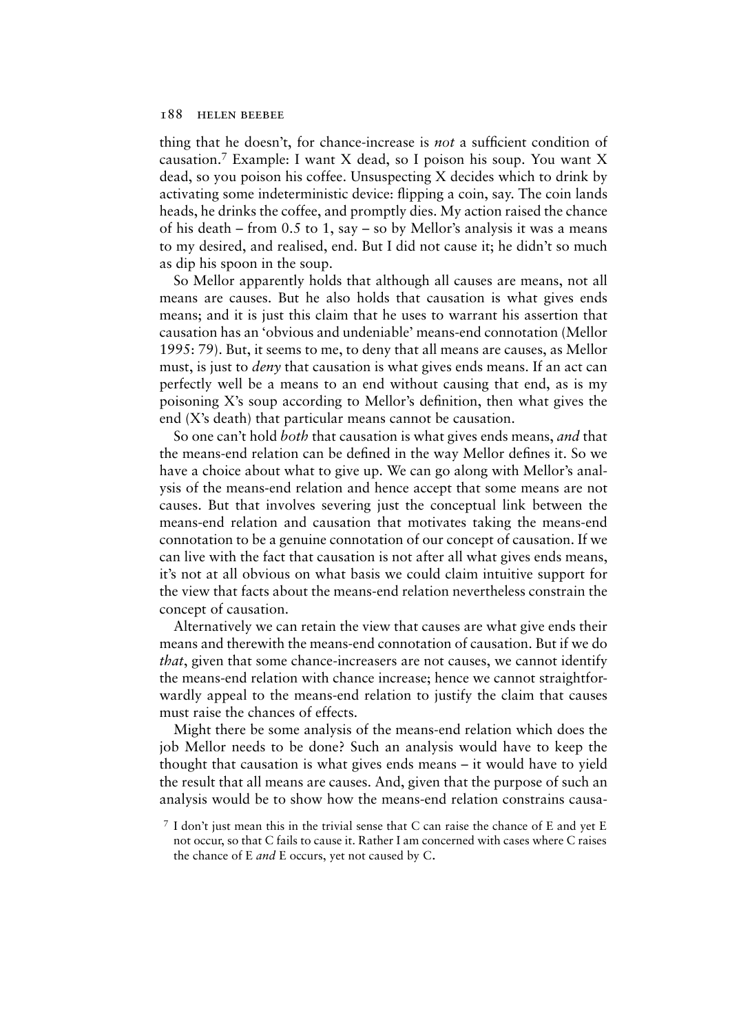thing that he doesn't, for chance-increase is *not* a sufficient condition of causation.[7] Example: I want X dead, so I poison his soup. You want X dead, so you poison his coffee. Unsuspecting X decides which to drink by activating some indeterministic device: flipping a coin, say. The coin lands heads, he drinks the coffee, and promptly dies. My action raised the chance of his death – from 0.5 to 1, say – so by Mellor's analysis it was a means to my desired, and realised, end. But I did not cause it; he didn't so much as dip his spoon in the soup.

So Mellor apparently holds that although all causes are means, not all means are causes. But he also holds that causation is what gives ends means; and it is just this claim that he uses to warrant his assertion that causation has an 'obvious and undeniable' means-end connotation (Mellor 1995: 79). But, it seems to me, to deny that all means are causes, as Mellor must, is just to *deny* that causation is what gives ends means. If an act can perfectly well be a means to an end without causing that end, as is my poisoning X's soup according to Mellor's definition, then what gives the end (X's death) that particular means cannot be causation.

So one can't hold *both* that causation is what gives ends means, *and* that the means-end relation can be defined in the way Mellor defines it. So we have a choice about what to give up. We can go along with Mellor's analysis of the means-end relation and hence accept that some means are not causes. But that involves severing just the conceptual link between the means-end relation and causation that motivates taking the means-end connotation to be a genuine connotation of our concept of causation. If we can live with the fact that causation is not after all what gives ends means, it's not at all obvious on what basis we could claim intuitive support for the view that facts about the means-end relation nevertheless constrain the concept of causation.

Alternatively we can retain the view that causes are what give ends their means and therewith the means-end connotation of causation. But if we do *that*, given that some chance-increasers are not causes, we cannot identify the means-end relation with chance increase; hence we cannot straightforwardly appeal to the means-end relation to justify the claim that causes must raise the chances of effects.

Might there be some analysis of the means-end relation which does the job Mellor needs to be done? Such an analysis would have to keep the thought that causation is what gives ends means – it would have to yield the result that all means are causes. And, given that the purpose of such an analysis would be to show how the means-end relation constrains causa-

[7] I don't just mean this in the trivial sense that C can raise the chance of E and yet E not occur, so that C fails to cause it. Rather I am concerned with cases where C raises the chance of E *and* E occurs, yet not caused by C.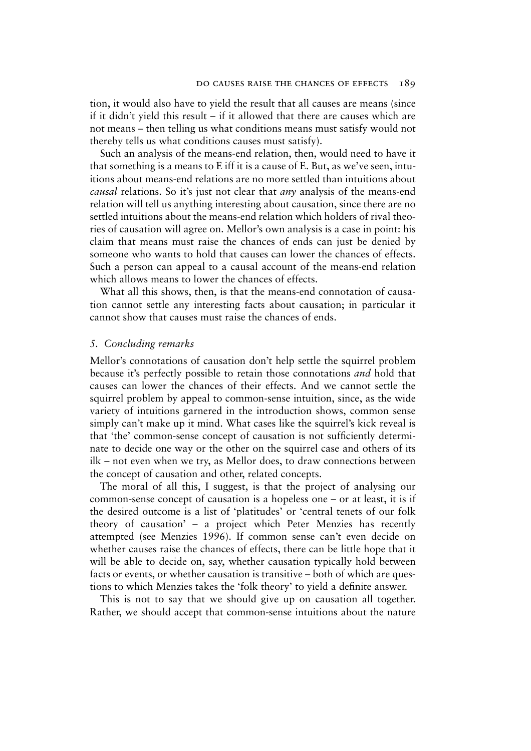tion, it would also have to yield the result that all causes are means (since if it didn't yield this result – if it allowed that there are causes which are not means – then telling us what conditions means must satisfy would not thereby tells us what conditions causes must satisfy).

Such an analysis of the means-end relation, then, would need to have it that something is a means to E iff it is a cause of E. But, as we've seen, intuitions about means-end relations are no more settled than intuitions about *causal* relations. So it's just not clear that *any* analysis of the means-end relation will tell us anything interesting about causation, since there are no settled intuitions about the means-end relation which holders of rival theories of causation will agree on. Mellor's own analysis is a case in point: his claim that means must raise the chances of ends can just be denied by someone who wants to hold that causes can lower the chances of effects. Such a person can appeal to a causal account of the means-end relation which allows means to lower the chances of effects.

What all this shows, then, is that the means-end connotation of causation cannot settle any interesting facts about causation; in particular it cannot show that causes must raise the chances of ends.

## *5. Concluding remarks*

Mellor's connotations of causation don't help settle the squirrel problem because it's perfectly possible to retain those connotations *and* hold that causes can lower the chances of their effects. And we cannot settle the squirrel problem by appeal to common-sense intuition, since, as the wide variety of intuitions garnered in the introduction shows, common sense simply can't make up it mind. What cases like the squirrel's kick reveal is that 'the' common-sense concept of causation is not sufficiently determinate to decide one way or the other on the squirrel case and others of its ilk – not even when we try, as Mellor does, to draw connections between the concept of causation and other, related concepts.

The moral of all this, I suggest, is that the project of analysing our common-sense concept of causation is a hopeless one – or at least, it is if the desired outcome is a list of 'platitudes' or 'central tenets of our folk theory of causation' – a project which Peter Menzies has recently attempted (see Menzies 1996). If common sense can't even decide on whether causes raise the chances of effects, there can be little hope that it will be able to decide on, say, whether causation typically hold between facts or events, or whether causation is transitive – both of which are questions to which Menzies takes the 'folk theory' to yield a definite answer.

This is not to say that we should give up on causation all together. Rather, we should accept that common-sense intuitions about the nature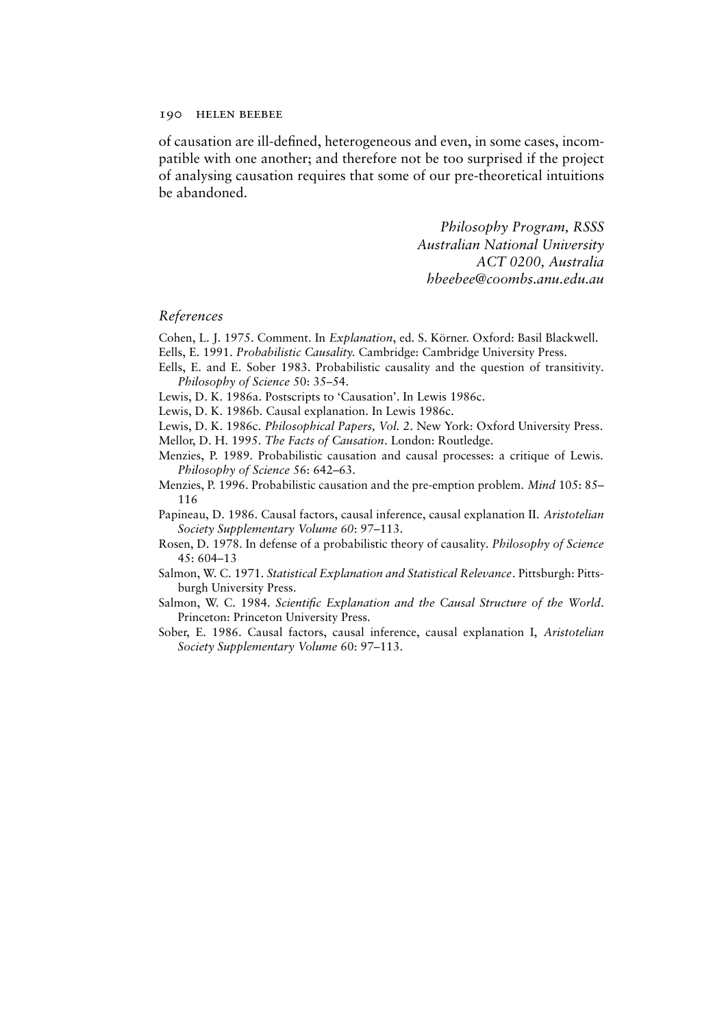of causation are ill-defined, heterogeneous and even, in some cases, incompatible with one another; and therefore not be too surprised if the project of analysing causation requires that some of our pre-theoretical intuitions be abandoned.

*Philosophy Program, RSSS*
*Australian National University*
*ACT 0200, Australia*
*hbeebee@coombs.anu.edu.au*

## *References*

Cohen, L. J. 1975. Comment. In *Explanation*, ed. S. Körner. Oxford: Basil Blackwell.

Eells, E. 1991. *Probabilistic Causality.* Cambridge: Cambridge University Press.

Eells, E. and E. Sober 1983. Probabilistic causality and the question of transitivity. *Philosophy of Science* 50: 35–54.

Lewis, D. K. 1986a. Postscripts to 'Causation'. In Lewis 1986c.

Lewis, D. K. 1986b. Causal explanation. In Lewis 1986c.

Lewis, D. K. 1986c. *Philosophical Papers, Vol. 2*. New York: Oxford University Press.

Mellor, D. H. 1995. *The Facts of Causation*. London: Routledge.

Menzies, P. 1989. Probabilistic causation and causal processes: a critique of Lewis. *Philosophy of Science* 56: 642–63.

Menzies, P. 1996. Probabilistic causation and the pre-emption problem. *Mind* 105: 85–116

Papineau, D. 1986. Causal factors, causal inference, causal explanation II. *Aristotelian Society Supplementary Volume 60*: 97–113.

Rosen, D. 1978. In defense of a probabilistic theory of causality. *Philosophy of Science* 45: 604–13

Salmon, W. C. 1971. *Statistical Explanation and Statistical Relevance*. Pittsburgh: Pittsburgh University Press.

Salmon, W. C. 1984. *Scientific Explanation and the Causal Structure of the World*. Princeton: Princeton University Press.

Sober, E. 1986. Causal factors, causal inference, causal explanation I, *Aristotelian Society Supplementary Volume* 60: 97–113.